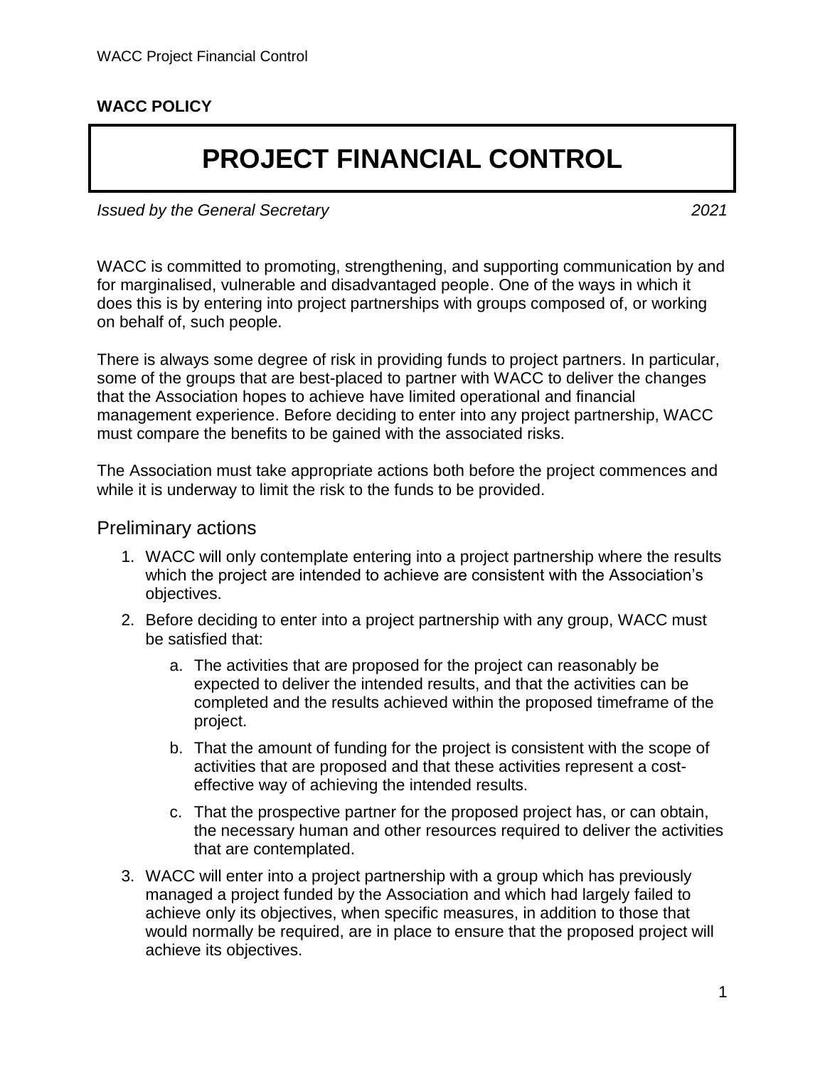**WACC POLICY**

# PROJECT FINANCIAL CONTROL

*Issued by the General Secretary* *2021*

WACC is committed to promoting, strengthening, and supporting communication by and for marginalised, vulnerable and disadvantaged people. One of the ways in which it does this is by entering into project partnerships with groups composed of, or working on behalf of, such people.

There is always some degree of risk in providing funds to project partners. In particular, some of the groups that are best-placed to partner with WACC to deliver the changes that the Association hopes to achieve have limited operational and financial management experience. Before deciding to enter into any project partnership, WACC must compare the benefits to be gained with the associated risks.

The Association must take appropriate actions both before the project commences and while it is underway to limit the risk to the funds to be provided.

## Preliminary actions

1. WACC will only contemplate entering into a project partnership where the results which the project are intended to achieve are consistent with the Association's objectives.
2. Before deciding to enter into a project partnership with any group, WACC must be satisfied that:
   a. The activities that are proposed for the project can reasonably be expected to deliver the intended results, and that the activities can be completed and the results achieved within the proposed timeframe of the project.
   b. That the amount of funding for the project is consistent with the scope of activities that are proposed and that these activities represent a cost-effective way of achieving the intended results.
   c. That the prospective partner for the proposed project has, or can obtain, the necessary human and other resources required to deliver the activities that are contemplated.
3. WACC will enter into a project partnership with a group which has previously managed a project funded by the Association and which had largely failed to achieve only its objectives, when specific measures, in addition to those that would normally be required, are in place to ensure that the proposed project will achieve its objectives.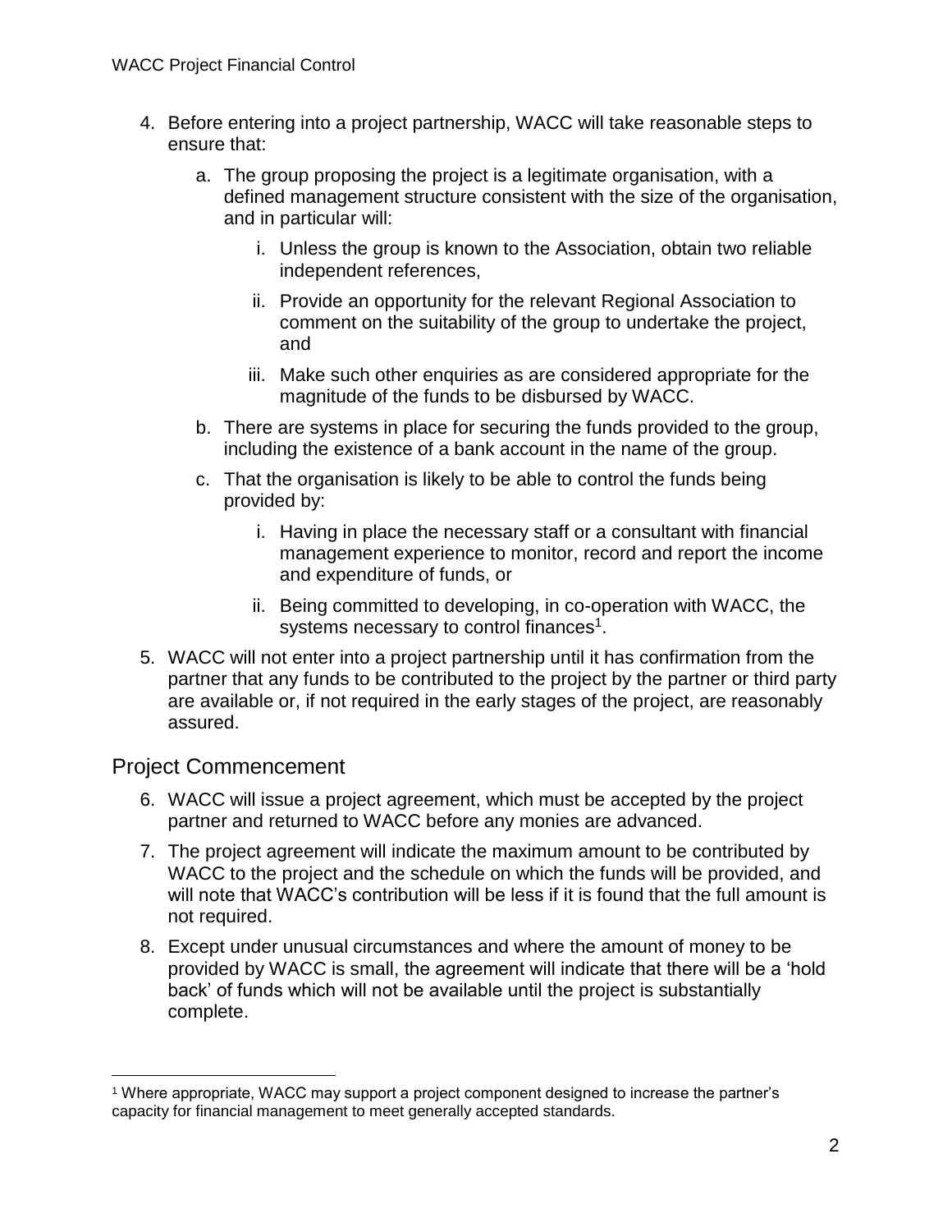4. Before entering into a project partnership, WACC will take reasonable steps to ensure that:
   a. The group proposing the project is a legitimate organisation, with a defined management structure consistent with the size of the organisation, and in particular will:
      i. Unless the group is known to the Association, obtain two reliable independent references,
      ii. Provide an opportunity for the relevant Regional Association to comment on the suitability of the group to undertake the project, and
      iii. Make such other enquiries as are considered appropriate for the magnitude of the funds to be disbursed by WACC.
   b. There are systems in place for securing the funds provided to the group, including the existence of a bank account in the name of the group.
   c. That the organisation is likely to be able to control the funds being provided by:
      i. Having in place the necessary staff or a consultant with financial management experience to monitor, record and report the income and expenditure of funds, or
      ii. Being committed to developing, in co-operation with WACC, the systems necessary to control finances[1].
5. WACC will not enter into a project partnership until it has confirmation from the partner that any funds to be contributed to the project by the partner or third party are available or, if not required in the early stages of the project, are reasonably assured.

## Project Commencement

6. WACC will issue a project agreement, which must be accepted by the project partner and returned to WACC before any monies are advanced.
7. The project agreement will indicate the maximum amount to be contributed by WACC to the project and the schedule on which the funds will be provided, and will note that WACC's contribution will be less if it is found that the full amount is not required.
8. Except under unusual circumstances and where the amount of money to be provided by WACC is small, the agreement will indicate that there will be a 'hold back' of funds which will not be available until the project is substantially complete.

[1] Where appropriate, WACC may support a project component designed to increase the partner's capacity for financial management to meet generally accepted standards.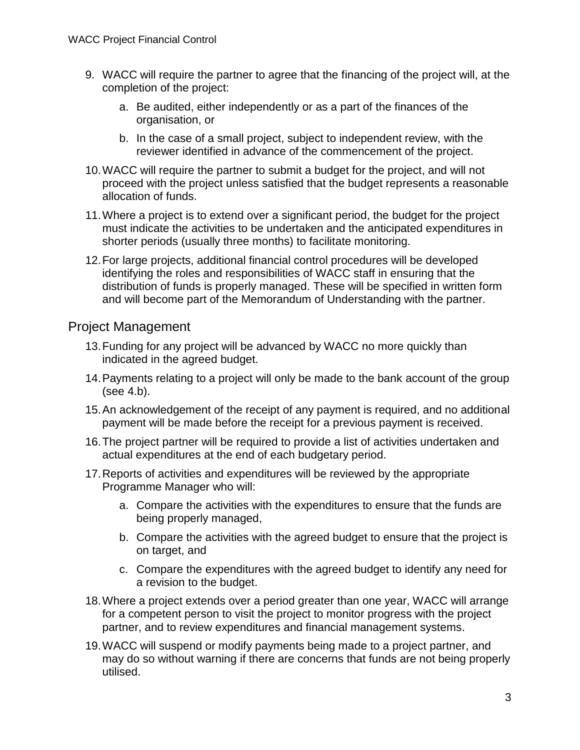9. WACC will require the partner to agree that the financing of the project will, at the completion of the project:
   a. Be audited, either independently or as a part of the finances of the organisation, or
   b. In the case of a small project, subject to independent review, with the reviewer identified in advance of the commencement of the project.
10. WACC will require the partner to submit a budget for the project, and will not proceed with the project unless satisfied that the budget represents a reasonable allocation of funds.
11. Where a project is to extend over a significant period, the budget for the project must indicate the activities to be undertaken and the anticipated expenditures in shorter periods (usually three months) to facilitate monitoring.
12. For large projects, additional financial control procedures will be developed identifying the roles and responsibilities of WACC staff in ensuring that the distribution of funds is properly managed. These will be specified in written form and will become part of the Memorandum of Understanding with the partner.

## Project Management

13. Funding for any project will be advanced by WACC no more quickly than indicated in the agreed budget.
14. Payments relating to a project will only be made to the bank account of the group (see 4.b).
15. An acknowledgement of the receipt of any payment is required, and no additional payment will be made before the receipt for a previous payment is received.
16. The project partner will be required to provide a list of activities undertaken and actual expenditures at the end of each budgetary period.
17. Reports of activities and expenditures will be reviewed by the appropriate Programme Manager who will:
    a. Compare the activities with the expenditures to ensure that the funds are being properly managed,
    b. Compare the activities with the agreed budget to ensure that the project is on target, and
    c. Compare the expenditures with the agreed budget to identify any need for a revision to the budget.
18. Where a project extends over a period greater than one year, WACC will arrange for a competent person to visit the project to monitor progress with the project partner, and to review expenditures and financial management systems.
19. WACC will suspend or modify payments being made to a project partner, and may do so without warning if there are concerns that funds are not being properly utilised.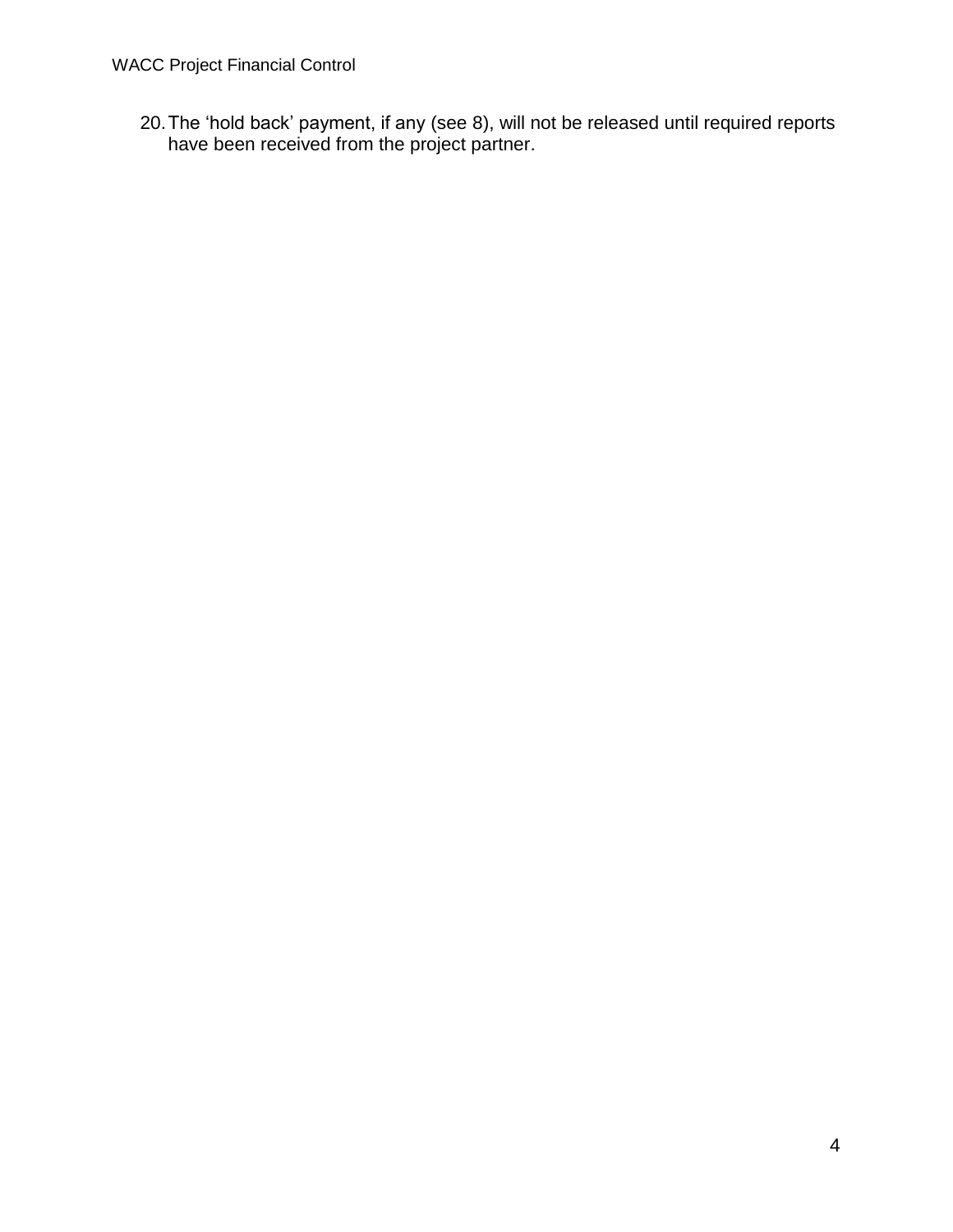20. The ‘hold back’ payment, if any (see 8), will not be released until required reports have been received from the project partner.